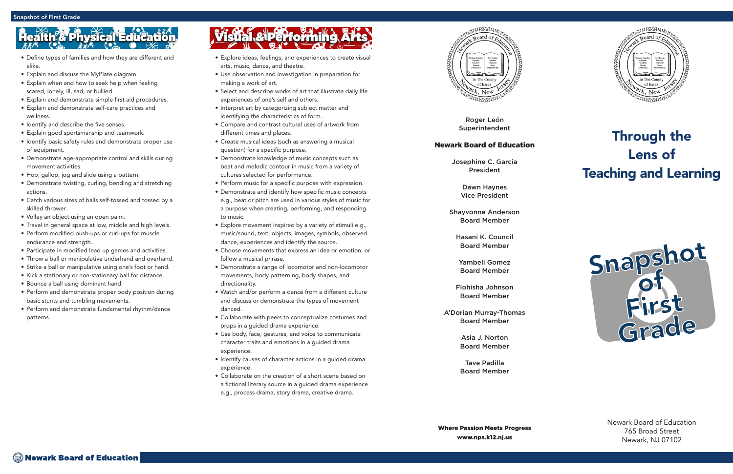## Health & Physical Education

- Define types of families and how they are different and alike.
- Explain and discuss the MyPlate diagram.
- Explain when and how to seek help when feeling scared, lonely, ill, sad, or bullied.
- Explain and demonstrate simple first aid procedures.
- Explain and demonstrate self-care practices and wellness.
- Identify and describe the five senses.
- Explain good sportsmanship and teamwork.
- Identify basic safety rules and demonstrate proper use of equipment.
- Demonstrate age-appropriate control and skills during movement activities.
- Hop, gallop, jog and slide using a pattern.
- Demonstrate twisting, curling, bending and stretching actions.
- Catch various sizes of balls self-tossed and tossed by a skilled thrower.
- Volley an object using an open palm.
- Travel in general space at low, middle and high levels.
- Perform modified push-ups or curl-ups for muscle endurance and strength.
- Participate in modified lead up games and activities.
- Throw a ball or manipulative underhand and overhand.
- Strike a ball or manipulative using one's foot or hand.
- Kick a stationary or non-stationary ball for distance.
- Bounce a ball using dominant hand.
- Perform and demonstrate proper body position during basic stunts and tumbling movements.
- Perform and demonstrate fundamental rhythm/dance patterns.

## Visual & Performing Arts

- Explore ideas, feelings, and experiences to create visual arts, music, dance, and theatre.
- Use observation and investigation in preparation for making a work of art.
- Select and describe works of art that illustrate daily life experiences of one's self and others.
- Interpret art by categorizing subject matter and identifying the characteristics of form.
- Compare and contrast cultural uses of artwork from different times and places.
- Create musical ideas (such as answering a musical question) for a specific purpose.
- Demonstrate knowledge of music concepts such as beat and melodic contour in music from a variety of cultures selected for performance.
- Perform music for a specific purpose with expression.
- Demonstrate and identify how specific music concepts e.g., beat or pitch are used in various styles of music for a purpose when creating, performing, and responding to music.
- Explore movement inspired by a variety of stimuli e.g., music/sound, text, objects, images, symbols, observed dance, experiences and identify the source.
- Choose movements that express an idea or emotion, or follow a musical phrase.
- Demonstrate a range of locomotor and non-locomotor movements, body patterning, body shapes, and directionality.
- Watch and/or perform a dance from a different culture and discuss or demonstrate the types of movement danced.
- Collaborate with peers to conceptualize costumes and props in a guided drama experience.
- Use body, face, gestures, and voice to communicate character traits and emotions in a guided drama experience.
- Identify causes of character actions in a guided drama experience.
- Collaborate on the creation of a short scene based on a fictional literary source in a guided drama experience e.g., process drama, story drama, creative drama.

Roger León
Superintendent

**Newark Board of Education**

Josephine C. Garcia
President

Dawn Haynes
Vice President

Shayvonne Anderson
Board Member

Hasani K. Council
Board Member

Yambeli Gomez
Board Member

Flohisha Johnson
Board Member

A'Dorian Murray-Thomas
Board Member

Asia J. Norton
Board Member

Tave Padilla
Board Member

**Where Passion Meets Progress**
**www.nps.k12.nj.us**

# Through the Lens of Teaching and Learning

# Snapshot of First Grade

Newark Board of Education
765 Broad Street
Newark, NJ 07102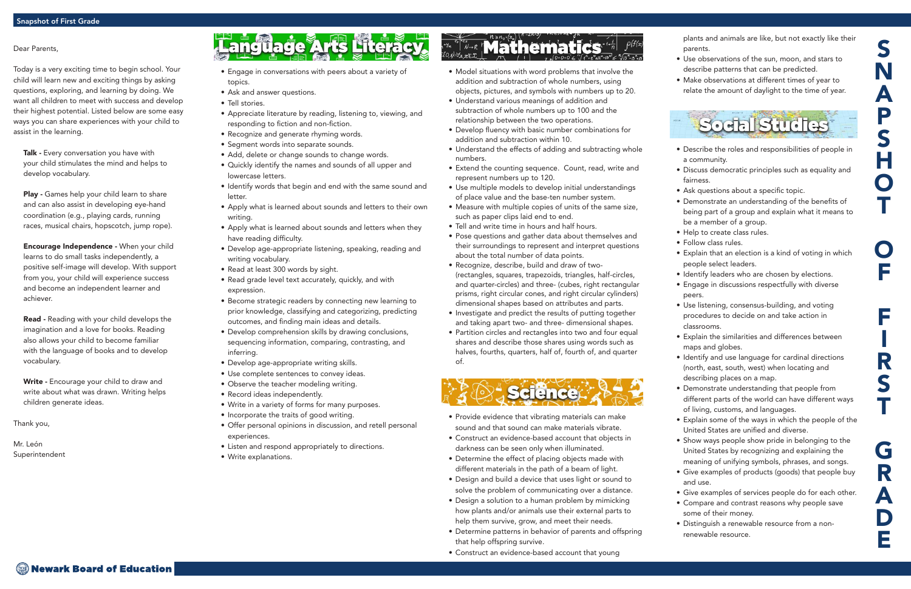Snapshot of First Grade

Dear Parents,

Today is a very exciting time to begin school. Your child will learn new and exciting things by asking questions, exploring, and learning by doing. We want all children to meet with success and develop their highest potential. Listed below are some easy ways you can share experiences with your child to assist in the learning.

**Talk -** Every conversation you have with your child stimulates the mind and helps to develop vocabulary.

**Play -** Games help your child learn to share and can also assist in developing eye-hand coordination (e.g., playing cards, running races, musical chairs, hopscotch, jump rope).

**Encourage Independence -** When your child learns to do small tasks independently, a positive self-image will develop. With support from you, your child will experience success and become an independent learner and achiever.

**Read -** Reading with your child develops the imagination and a love for books. Reading also allows your child to become familiar with the language of books and to develop vocabulary.

**Write -** Encourage your child to draw and write about what was drawn. Writing helps children generate ideas.

Thank you,

Mr. León
Superintendent

## Language Arts Literacy

- Engage in conversations with peers about a variety of topics.
- Ask and answer questions.
- Tell stories.
- Appreciate literature by reading, listening to, viewing, and responding to fiction and non-fiction.
- Recognize and generate rhyming words.
- Segment words into separate sounds.
- Add, delete or change sounds to change words.
- Quickly identify the names and sounds of all upper and lowercase letters.
- Identify words that begin and end with the same sound and letter.
- Apply what is learned about sounds and letters to their own writing.
- Apply what is learned about sounds and letters when they have reading difficulty.
- Develop age-appropriate listening, speaking, reading and writing vocabulary.
- Read at least 300 words by sight.
- Read grade level text accurately, quickly, and with expression.
- Become strategic readers by connecting new learning to prior knowledge, classifying and categorizing, predicting outcomes, and finding main ideas and details.
- Develop comprehension skills by drawing conclusions, sequencing information, comparing, contrasting, and inferring.
- Develop age-appropriate writing skills.
- Use complete sentences to convey ideas.
- Observe the teacher modeling writing.
- Record ideas independently.
- Write in a variety of forms for many purposes.
- Incorporate the traits of good writing.
- Offer personal opinions in discussion, and retell personal experiences.
- Listen and respond appropriately to directions.
- Write explanations.

## Mathematics

- Model situations with word problems that involve the addition and subtraction of whole numbers, using objects, pictures, and symbols with numbers up to 20.
- Understand various meanings of addition and subtraction of whole numbers up to 100 and the relationship between the two operations.
- Develop fluency with basic number combinations for addition and subtraction within 10.
- Understand the effects of adding and subtracting whole numbers.
- Extend the counting sequence. Count, read, write and represent numbers up to 120.
- Use multiple models to develop initial understandings of place value and the base-ten number system.
- Measure with multiple copies of units of the same size, such as paper clips laid end to end.
- Tell and write time in hours and half hours.
- Pose questions and gather data about themselves and their surroundings to represent and interpret questions about the total number of data points.
- Recognize, describe, build and draw of two- (rectangles, squares, trapezoids, triangles, half-circles, and quarter-circles) and three- (cubes, right rectangular prisms, right circular cones, and right circular cylinders) dimensional shapes based on attributes and parts.
- Investigate and predict the results of putting together and taking apart two- and three- dimensional shapes.
- Partition circles and rectangles into two and four equal shares and describe those shares using words such as halves, fourths, quarters, half of, fourth of, and quarter of.

## Science

- Provide evidence that vibrating materials can make sound and that sound can make materials vibrate.
- Construct an evidence-based account that objects in darkness can be seen only when illuminated.
- Determine the effect of placing objects made with different materials in the path of a beam of light.
- Design and build a device that uses light or sound to solve the problem of communicating over a distance.
- Design a solution to a human problem by mimicking how plants and/or animals use their external parts to help them survive, grow, and meet their needs.
- Determine patterns in behavior of parents and offspring that help offspring survive.
- Construct an evidence-based account that young plants and animals are like, but not exactly like their parents.
- Use observations of the sun, moon, and stars to describe patterns that can be predicted.
- Make observations at different times of year to relate the amount of daylight to the time of year.

## Social Studies

- Describe the roles and responsibilities of people in a community.
- Discuss democratic principles such as equality and fairness.
- Ask questions about a specific topic.
- Demonstrate an understanding of the benefits of being part of a group and explain what it means to be a member of a group.
- Help to create class rules.
- Follow class rules.
- Explain that an election is a kind of voting in which people select leaders.
- Identify leaders who are chosen by elections.
- Engage in discussions respectfully with diverse peers.
- Use listening, consensus-building, and voting procedures to decide on and take action in classrooms.
- Explain the similarities and differences between maps and globes.
- Identify and use language for cardinal directions (north, east, south, west) when locating and describing places on a map.
- Demonstrate understanding that people from different parts of the world can have different ways of living, customs, and languages.
- Explain some of the ways in which the people of the United States are unified and diverse.
- Show ways people show pride in belonging to the United States by recognizing and explaining the meaning of unifying symbols, phrases, and songs.
- Give examples of products (goods) that people buy and use.
- Give examples of services people do for each other.
- Compare and contrast reasons why people save some of their money.
- Distinguish a renewable resource from a non-renewable resource.

SNAPSHOT OF FIRST GRADE

Newark Board of Education